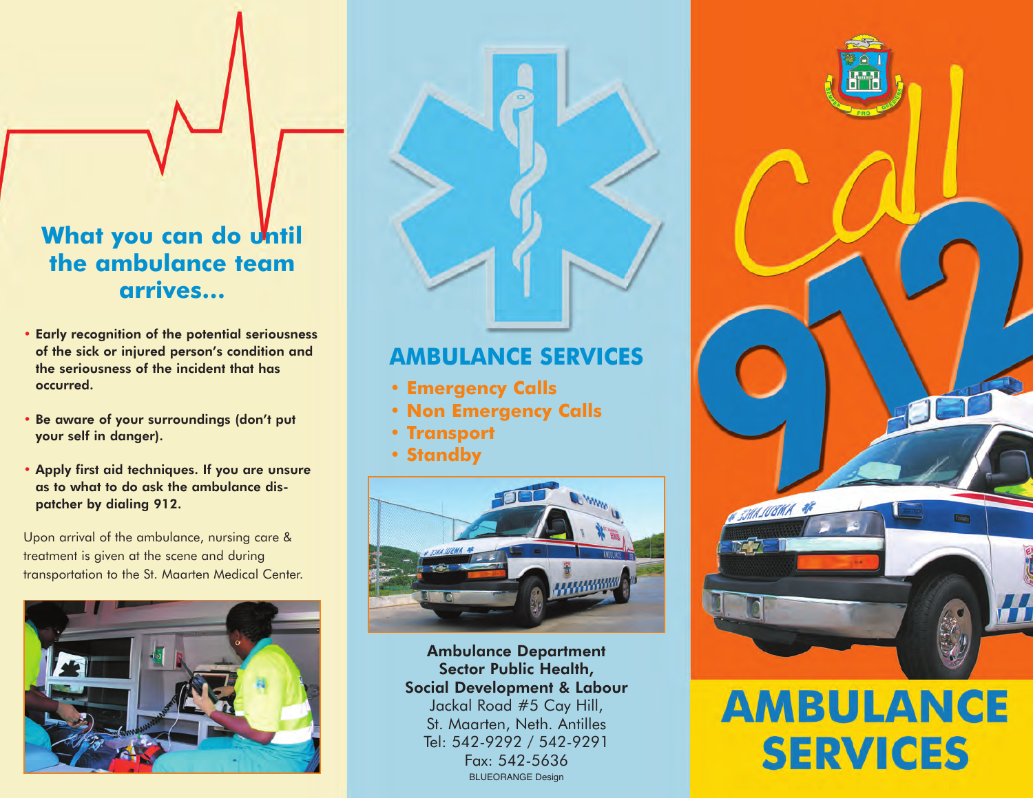## What you can do until the ambulance team arrives...

- **Early recognition of the potential seriousness of the sick or injured person's condition and the seriousness of the incident that has occurred.**
- **Be aware of your surroundings (don't put your self in danger).**
- **Apply first aid techniques. If you are unsure as to what to do ask the ambulance dispatcher by dialing 912.**

Upon arrival of the ambulance, nursing care & treatment is given at the scene and during transportation to the St. Maarten Medical Center.

## AMBULANCE SERVICES

- **Emergency Calls**
- **Non Emergency Calls**
- **Transport**
- **Standby**

**Ambulance Department**
**Sector Public Health,**
**Social Development & Labour**
Jackal Road #5 Cay Hill,
St. Maarten, Neth. Antilles
Tel: 542-9292 / 542-9291
Fax: 542-5636

BLUEORANGE Design

# call 912

# AMBULANCE SERVICES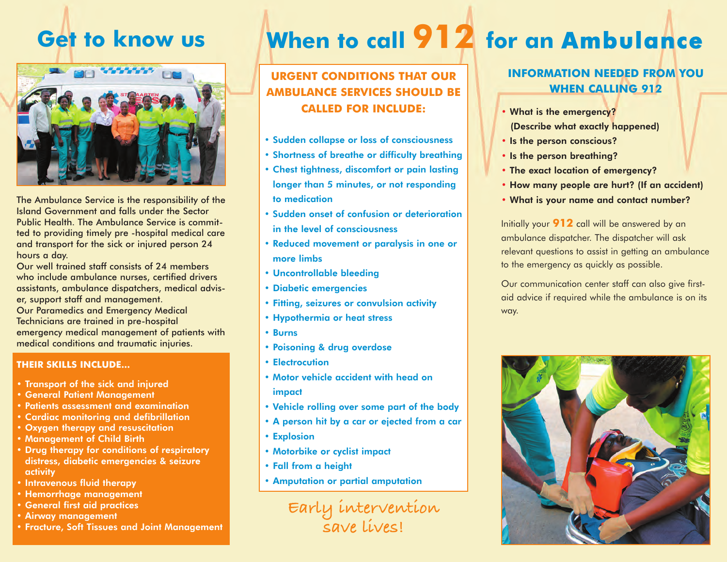# Get to know us

The Ambulance Service is the responsibility of the Island Government and falls under the Sector Public Health. The Ambulance Service is committed to providing timely pre -hospital medical care and transport for the sick or injured person 24 hours a day.

Our well trained staff consists of 24 members who include ambulance nurses, certified drivers assistants, ambulance dispatchers, medical adviser, support staff and management.

Our Paramedics and Emergency Medical Technicians are trained in pre-hospital emergency medical management of patients with medical conditions and traumatic injuries.

### THEIR SKILLS INCLUDE...

- Transport of the sick and injured
- General Patient Management
- Patients assessment and examination
- Cardiac monitoring and defibrillation
- Oxygen therapy and resuscitation
- Management of Child Birth
- Drug therapy for conditions of respiratory distress, diabetic emergencies & seizure activity
- Intravenous fluid therapy
- Hemorrhage management
- General first aid practices
- Airway management
- Fracture, Soft Tissues and Joint Management

# When to call 912 for an Ambulance

### URGENT CONDITIONS THAT OUR AMBULANCE SERVICES SHOULD BE CALLED FOR INCLUDE:

- Sudden collapse or loss of consciousness
- Shortness of breathe or difficulty breathing
- Chest tightness, discomfort or pain lasting longer than 5 minutes, or not responding to medication
- Sudden onset of confusion or deterioration in the level of consciousness
- Reduced movement or paralysis in one or more limbs
- Uncontrollable bleeding
- Diabetic emergencies
- Fitting, seizures or convulsion activity
- Hypothermia or heat stress
- Burns
- Poisoning & drug overdose
- Electrocution
- Motor vehicle accident with head on impact
- Vehicle rolling over some part of the body
- A person hit by a car or ejected from a car
- Explosion
- Motorbike or cyclist impact
- Fall from a height
- Amputation or partial amputation

Early intervention save lives!

### INFORMATION NEEDED FROM YOU WHEN CALLING 912

- What is the emergency? (Describe what exactly happened)
- Is the person conscious?
- Is the person breathing?
- The exact location of emergency?
- How many people are hurt? (If an accident)
- What is your name and contact number?

Initially your **912** call will be answered by an ambulance dispatcher. The dispatcher will ask relevant questions to assist in getting an ambulance to the emergency as quickly as possible.

Our communication center staff can also give first-aid advice if required while the ambulance is on its way.